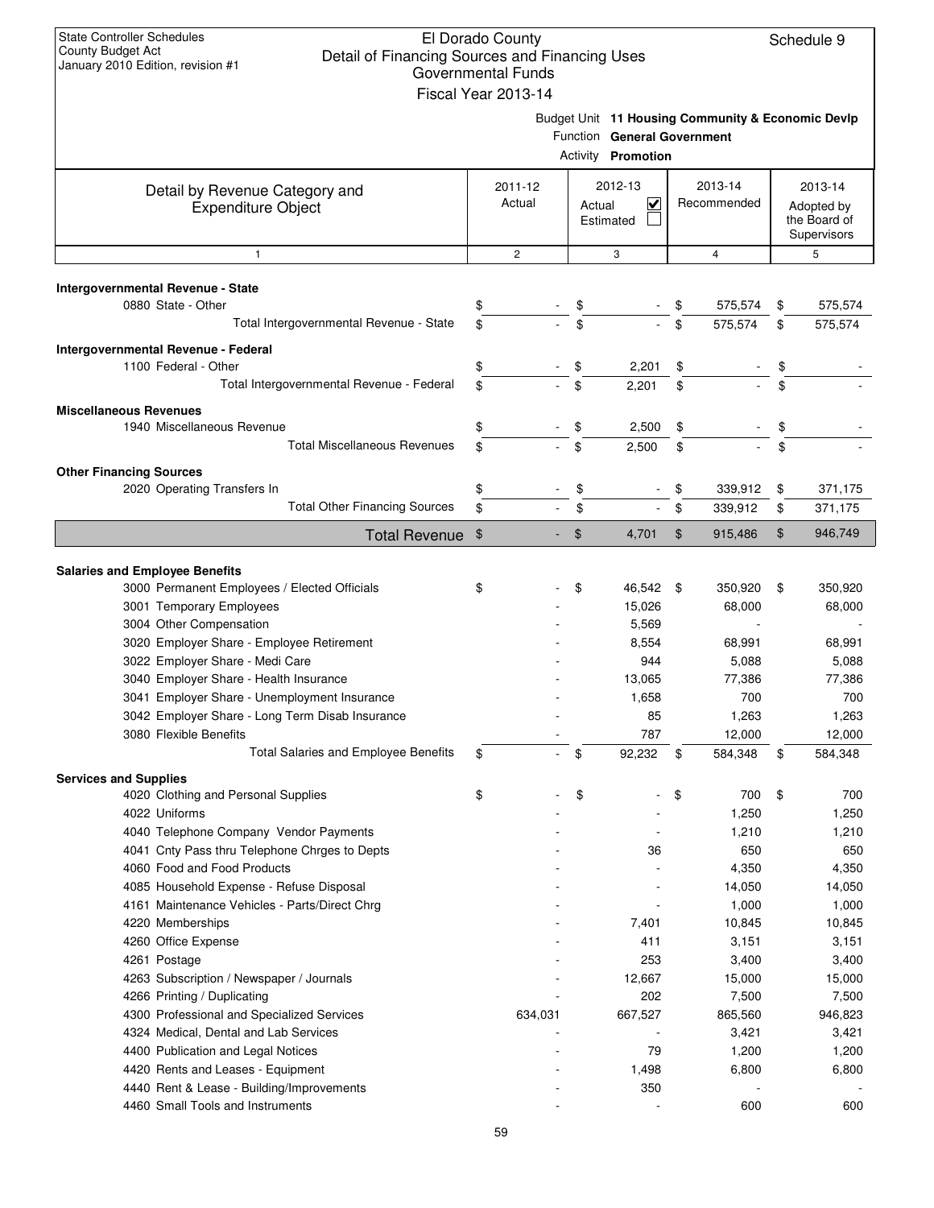State Controller Schedules
County Budget Act
January 2010 Edition, revision #1

# El Dorado County
## Detail of Financing Sources and Financing Uses
### Governmental Funds
### Fiscal Year 2013-14

Schedule 9

Budget Unit **11 Housing Community & Economic Devlp**
Function **General Government**
Activity **Promotion**

| Detail by Revenue Category and Expenditure Object | 2011-12 Actual | 2012-13 Actual ☑ Estimated ☐ | 2013-14 Recommended | 2013-14 Adopted by the Board of Supervisors |
|---|---|---|---|---|
| 1 | 2 | 3 | 4 | 5 |
| **Intergovernmental Revenue - State** | | | | |
| 0880 State - Other | $ - | $ - | $ 575,574 | $ 575,574 |
| Total Intergovernmental Revenue - State | $ - | $ - | $ 575,574 | $ 575,574 |
| **Intergovernmental Revenue - Federal** | | | | |
| 1100 Federal - Other | $ - | $ 2,201 | $ - | $ - |
| Total Intergovernmental Revenue - Federal | $ - | $ 2,201 | $ - | $ - |
| **Miscellaneous Revenues** | | | | |
| 1940 Miscellaneous Revenue | $ - | $ 2,500 | $ - | $ - |
| Total Miscellaneous Revenues | $ - | $ 2,500 | $ - | $ - |
| **Other Financing Sources** | | | | |
| 2020 Operating Transfers In | $ - | $ - | $ 339,912 | $ 371,175 |
| Total Other Financing Sources | $ - | $ - | $ 339,912 | $ 371,175 |
| **Total Revenue** | $ - | $ 4,701 | $ 915,486 | $ 946,749 |
| **Salaries and Employee Benefits** | | | | |
| 3000 Permanent Employees / Elected Officials | $ - | $ 46,542 | $ 350,920 | $ 350,920 |
| 3001 Temporary Employees | - | 15,026 | 68,000 | 68,000 |
| 3004 Other Compensation | - | 5,569 | - | - |
| 3020 Employer Share - Employee Retirement | - | 8,554 | 68,991 | 68,991 |
| 3022 Employer Share - Medi Care | - | 944 | 5,088 | 5,088 |
| 3040 Employer Share - Health Insurance | - | 13,065 | 77,386 | 77,386 |
| 3041 Employer Share - Unemployment Insurance | - | 1,658 | 700 | 700 |
| 3042 Employer Share - Long Term Disab Insurance | - | 85 | 1,263 | 1,263 |
| 3080 Flexible Benefits | - | 787 | 12,000 | 12,000 |
| Total Salaries and Employee Benefits | $ - | $ 92,232 | $ 584,348 | $ 584,348 |
| **Services and Supplies** | | | | |
| 4020 Clothing and Personal Supplies | $ - | $ - | $ 700 | $ 700 |
| 4022 Uniforms | - | - | 1,250 | 1,250 |
| 4040 Telephone Company Vendor Payments | - | - | 1,210 | 1,210 |
| 4041 Cnty Pass thru Telephone Chrges to Depts | - | 36 | 650 | 650 |
| 4060 Food and Food Products | - | - | 4,350 | 4,350 |
| 4085 Household Expense - Refuse Disposal | - | - | 14,050 | 14,050 |
| 4161 Maintenance Vehicles - Parts/Direct Chrg | - | - | 1,000 | 1,000 |
| 4220 Memberships | - | 7,401 | 10,845 | 10,845 |
| 4260 Office Expense | - | 411 | 3,151 | 3,151 |
| 4261 Postage | - | 253 | 3,400 | 3,400 |
| 4263 Subscription / Newspaper / Journals | - | 12,667 | 15,000 | 15,000 |
| 4266 Printing / Duplicating | - | 202 | 7,500 | 7,500 |
| 4300 Professional and Specialized Services | 634,031 | 667,527 | 865,560 | 946,823 |
| 4324 Medical, Dental and Lab Services | - | - | 3,421 | 3,421 |
| 4400 Publication and Legal Notices | - | 79 | 1,200 | 1,200 |
| 4420 Rents and Leases - Equipment | - | 1,498 | 6,800 | 6,800 |
| 4440 Rent & Lease - Building/Improvements | - | 350 | - | - |
| 4460 Small Tools and Instruments | - | - | 600 | 600 |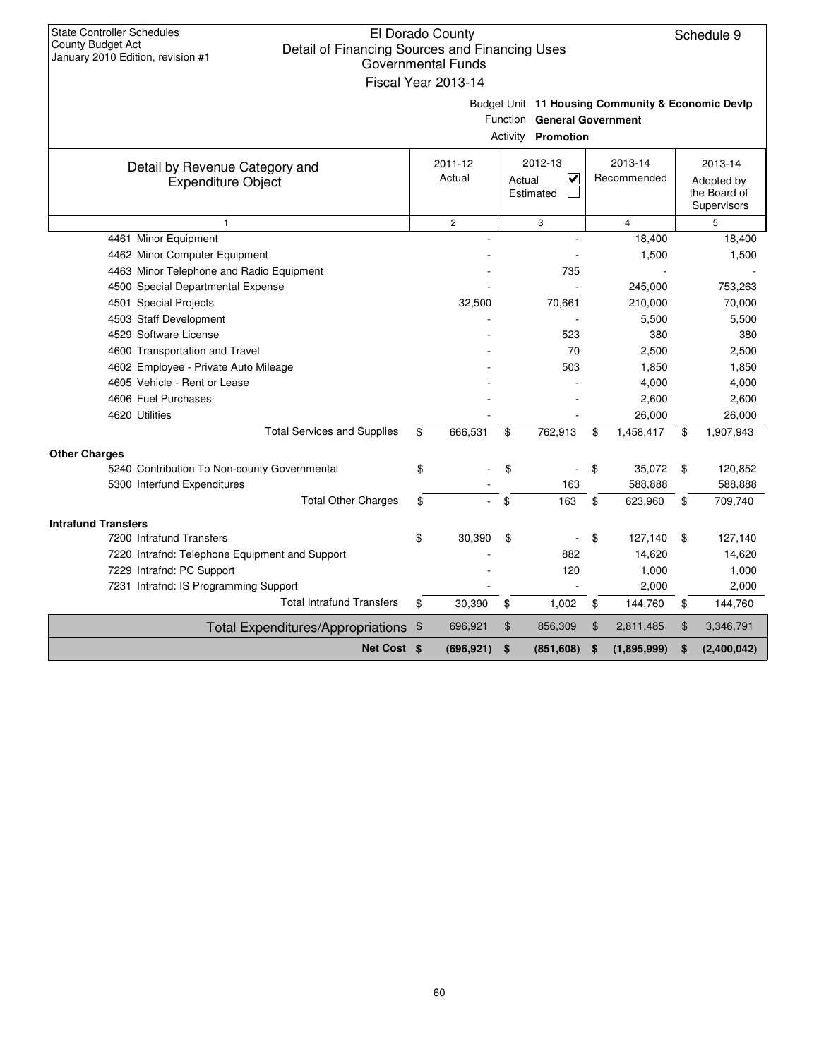State Controller Schedules
County Budget Act
January 2010 Edition, revision #1

# El Dorado County
## Detail of Financing Sources and Financing Uses
### Governmental Funds
### Fiscal Year 2013-14

Schedule 9

Budget Unit **11 Housing Community & Economic Devlp**
Function **General Government**
Activity **Promotion**

| Detail by Revenue Category and Expenditure Object | 2011-12 Actual | 2012-13 Actual ☑ Estimated ☐ | 2013-14 Recommended | 2013-14 Adopted by the Board of Supervisors |
|---|---|---|---|---|
| 1 | 2 | 3 | 4 | 5 |
| 4461 Minor Equipment | - | - | 18,400 | 18,400 |
| 4462 Minor Computer Equipment | - | - | 1,500 | 1,500 |
| 4463 Minor Telephone and Radio Equipment | - | 735 | - | - |
| 4500 Special Departmental Expense | - | - | 245,000 | 753,263 |
| 4501 Special Projects | 32,500 | 70,661 | 210,000 | 70,000 |
| 4503 Staff Development | - | - | 5,500 | 5,500 |
| 4529 Software License | - | 523 | 380 | 380 |
| 4600 Transportation and Travel | - | 70 | 2,500 | 2,500 |
| 4602 Employee - Private Auto Mileage | - | 503 | 1,850 | 1,850 |
| 4605 Vehicle - Rent or Lease | - | - | 4,000 | 4,000 |
| 4606 Fuel Purchases | - | - | 2,600 | 2,600 |
| 4620 Utilities | - | - | 26,000 | 26,000 |
| Total Services and Supplies | $ 666,531 | $ 762,913 | $ 1,458,417 | $ 1,907,943 |
| **Other Charges** | | | | |
| 5240 Contribution To Non-county Governmental | $ - | $ - | $ 35,072 | $ 120,852 |
| 5300 Interfund Expenditures | - | 163 | 588,888 | 588,888 |
| Total Other Charges | $ - | $ 163 | $ 623,960 | $ 709,740 |
| **Intrafund Transfers** | | | | |
| 7200 Intrafund Transfers | $ 30,390 | $ - | $ 127,140 | $ 127,140 |
| 7220 Intrafnd: Telephone Equipment and Support | - | 882 | 14,620 | 14,620 |
| 7229 Intrafnd: PC Support | - | 120 | 1,000 | 1,000 |
| 7231 Intrafnd: IS Programming Support | - | - | 2,000 | 2,000 |
| Total Intrafund Transfers | $ 30,390 | $ 1,002 | $ 144,760 | $ 144,760 |
| Total Expenditures/Appropriations | $ 696,921 | $ 856,309 | $ 2,811,485 | $ 3,346,791 |
| **Net Cost** | **$ (696,921)** | **$ (851,608)** | **$ (1,895,999)** | **$ (2,400,042)** |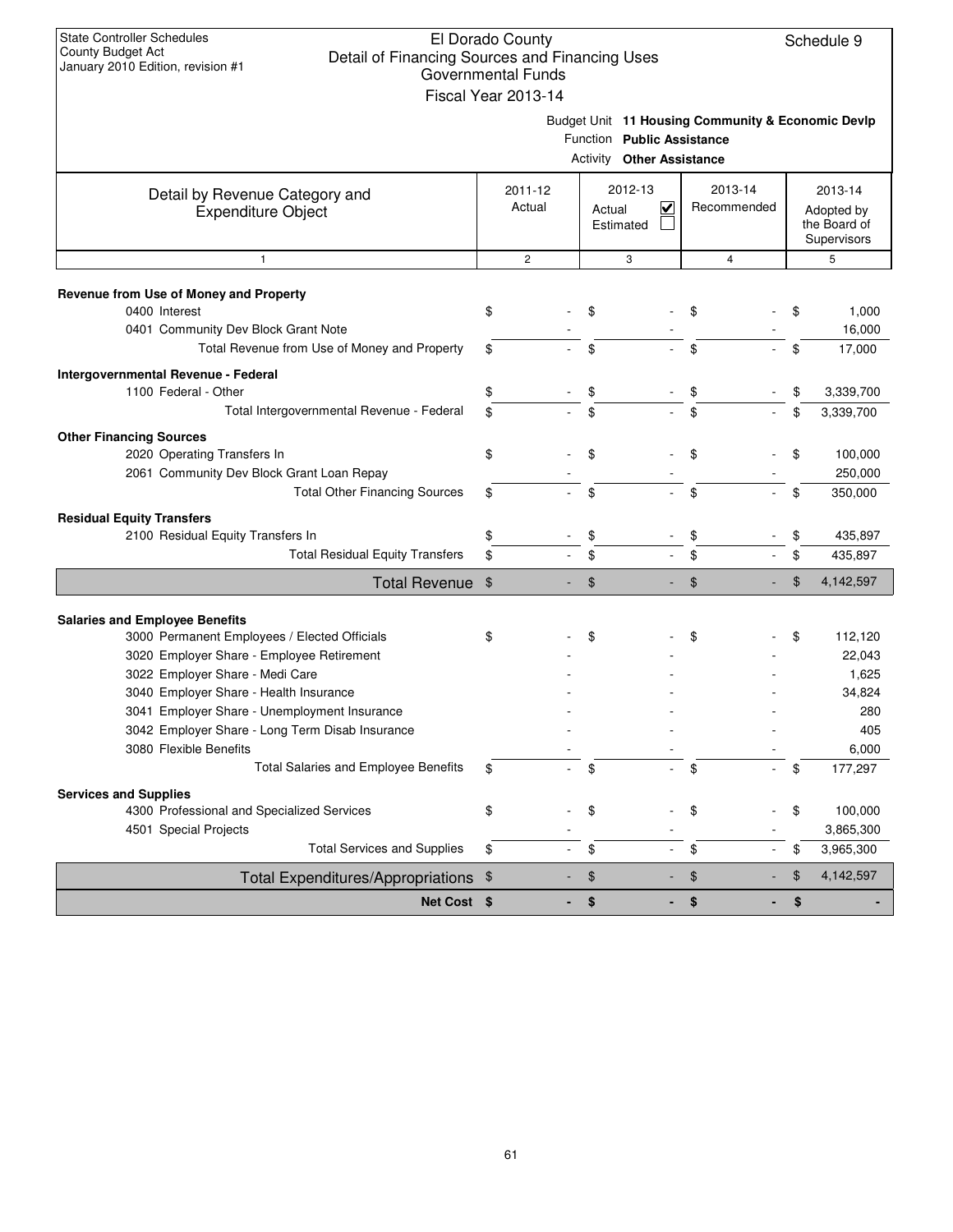State Controller Schedules
County Budget Act
January 2010 Edition, revision #1

El Dorado County
Detail of Financing Sources and Financing Uses
Governmental Funds
Fiscal Year 2013-14

Schedule 9

Budget Unit **11 Housing Community & Economic Devlp**
Function **Public Assistance**
Activity **Other Assistance**

| Detail by Revenue Category and Expenditure Object | 2011-12 Actual | 2012-13 Actual ☑ Estimated ☐ | 2013-14 Recommended | 2013-14 Adopted by the Board of Supervisors |
|---|---|---|---|---|
| 1 | 2 | 3 | 4 | 5 |
| **Revenue from Use of Money and Property** | | | | |
| 0400 Interest | $ - | $ - | $ - | $ 1,000 |
| 0401 Community Dev Block Grant Note | - | - | - | 16,000 |
| Total Revenue from Use of Money and Property | $ - | $ - | $ - | $ 17,000 |
| **Intergovernmental Revenue - Federal** | | | | |
| 1100 Federal - Other | $ - | $ - | $ - | $ 3,339,700 |
| Total Intergovernmental Revenue - Federal | $ - | $ - | $ - | $ 3,339,700 |
| **Other Financing Sources** | | | | |
| 2020 Operating Transfers In | $ - | $ - | $ - | $ 100,000 |
| 2061 Community Dev Block Grant Loan Repay | - | - | - | 250,000 |
| Total Other Financing Sources | $ - | $ - | $ - | $ 350,000 |
| **Residual Equity Transfers** | | | | |
| 2100 Residual Equity Transfers In | $ - | $ - | $ - | $ 435,897 |
| Total Residual Equity Transfers | $ - | $ - | $ - | $ 435,897 |
| **Total Revenue** | $ - | $ - | $ - | $ 4,142,597 |
| **Salaries and Employee Benefits** | | | | |
| 3000 Permanent Employees / Elected Officials | $ - | $ - | $ - | $ 112,120 |
| 3020 Employer Share - Employee Retirement | - | - | - | 22,043 |
| 3022 Employer Share - Medi Care | - | - | - | 1,625 |
| 3040 Employer Share - Health Insurance | - | - | - | 34,824 |
| 3041 Employer Share - Unemployment Insurance | - | - | - | 280 |
| 3042 Employer Share - Long Term Disab Insurance | - | - | - | 405 |
| 3080 Flexible Benefits | - | - | - | 6,000 |
| Total Salaries and Employee Benefits | $ - | $ - | $ - | $ 177,297 |
| **Services and Supplies** | | | | |
| 4300 Professional and Specialized Services | $ - | $ - | $ - | $ 100,000 |
| 4501 Special Projects | - | - | - | 3,865,300 |
| Total Services and Supplies | $ - | $ - | $ - | $ 3,965,300 |
| **Total Expenditures/Appropriations** | $ - | $ - | $ - | $ 4,142,597 |
| **Net Cost** | **$ -** | **$ -** | **$ -** | **$ -** |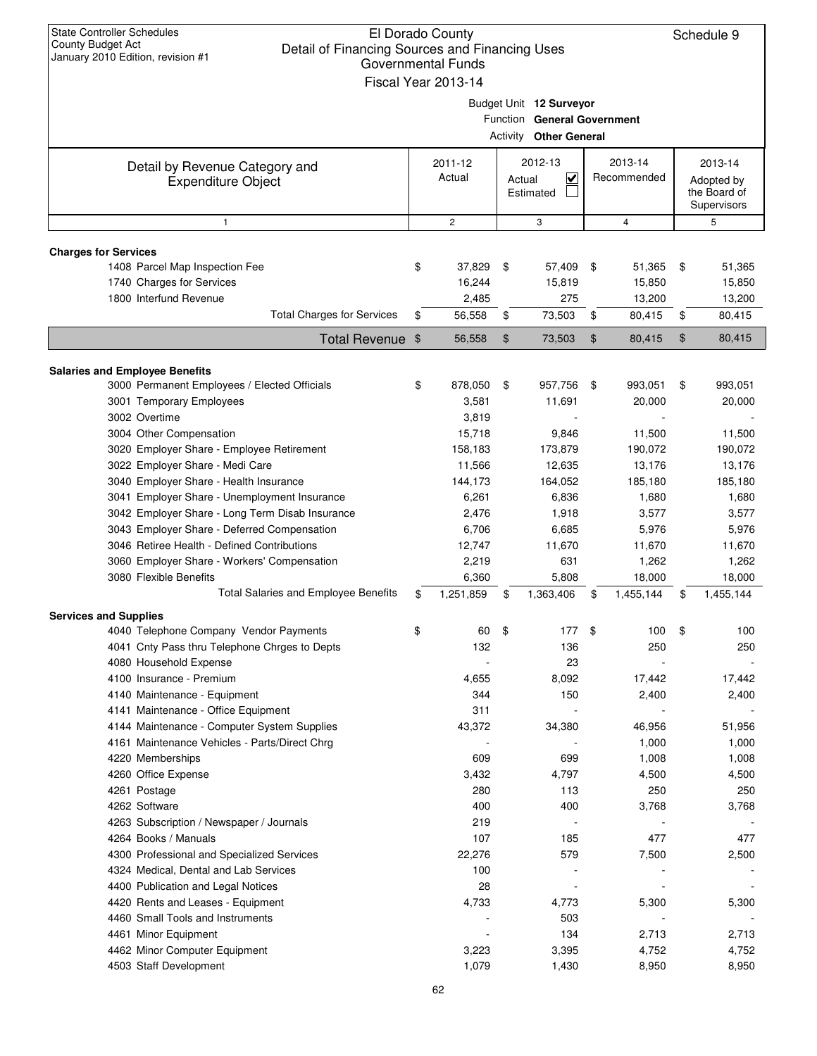State Controller Schedules
County Budget Act
January 2010 Edition, revision #1

# El Dorado County
## Detail of Financing Sources and Financing Uses
### Governmental Funds
### Fiscal Year 2013-14

Schedule 9

Budget Unit **12 Surveyor**
Function **General Government**
Activity **Other General**

| Detail by Revenue Category and Expenditure Object | 2011-12 Actual | 2012-13 Actual ☑ Estimated ☐ | 2013-14 Recommended | 2013-14 Adopted by the Board of Supervisors |
|---|---|---|---|---|
| 1 | 2 | 3 | 4 | 5 |
| **Charges for Services** | | | | |
| 1408 Parcel Map Inspection Fee | $ 37,829 | $ 57,409 | $ 51,365 | $ 51,365 |
| 1740 Charges for Services | 16,244 | 15,819 | 15,850 | 15,850 |
| 1800 Interfund Revenue | 2,485 | 275 | 13,200 | 13,200 |
| Total Charges for Services | $ 56,558 | $ 73,503 | $ 80,415 | $ 80,415 |
| **Total Revenue** | $ 56,558 | $ 73,503 | $ 80,415 | $ 80,415 |
| **Salaries and Employee Benefits** | | | | |
| 3000 Permanent Employees / Elected Officials | $ 878,050 | $ 957,756 | $ 993,051 | $ 993,051 |
| 3001 Temporary Employees | 3,581 | 11,691 | 20,000 | 20,000 |
| 3002 Overtime | 3,819 | - | - | - |
| 3004 Other Compensation | 15,718 | 9,846 | 11,500 | 11,500 |
| 3020 Employer Share - Employee Retirement | 158,183 | 173,879 | 190,072 | 190,072 |
| 3022 Employer Share - Medi Care | 11,566 | 12,635 | 13,176 | 13,176 |
| 3040 Employer Share - Health Insurance | 144,173 | 164,052 | 185,180 | 185,180 |
| 3041 Employer Share - Unemployment Insurance | 6,261 | 6,836 | 1,680 | 1,680 |
| 3042 Employer Share - Long Term Disab Insurance | 2,476 | 1,918 | 3,577 | 3,577 |
| 3043 Employer Share - Deferred Compensation | 6,706 | 6,685 | 5,976 | 5,976 |
| 3046 Retiree Health - Defined Contributions | 12,747 | 11,670 | 11,670 | 11,670 |
| 3060 Employer Share - Workers' Compensation | 2,219 | 631 | 1,262 | 1,262 |
| 3080 Flexible Benefits | 6,360 | 5,808 | 18,000 | 18,000 |
| Total Salaries and Employee Benefits | $ 1,251,859 | $ 1,363,406 | $ 1,455,144 | $ 1,455,144 |
| **Services and Supplies** | | | | |
| 4040 Telephone Company Vendor Payments | $ 60 | $ 177 | $ 100 | $ 100 |
| 4041 Cnty Pass thru Telephone Chrges to Depts | 132 | 136 | 250 | 250 |
| 4080 Household Expense | - | 23 | - | - |
| 4100 Insurance - Premium | 4,655 | 8,092 | 17,442 | 17,442 |
| 4140 Maintenance - Equipment | 344 | 150 | 2,400 | 2,400 |
| 4141 Maintenance - Office Equipment | 311 | - | - | - |
| 4144 Maintenance - Computer System Supplies | 43,372 | 34,380 | 46,956 | 51,956 |
| 4161 Maintenance Vehicles - Parts/Direct Chrg | - | - | 1,000 | 1,000 |
| 4220 Memberships | 609 | 699 | 1,008 | 1,008 |
| 4260 Office Expense | 3,432 | 4,797 | 4,500 | 4,500 |
| 4261 Postage | 280 | 113 | 250 | 250 |
| 4262 Software | 400 | 400 | 3,768 | 3,768 |
| 4263 Subscription / Newspaper / Journals | 219 | - | - | - |
| 4264 Books / Manuals | 107 | 185 | 477 | 477 |
| 4300 Professional and Specialized Services | 22,276 | 579 | 7,500 | 2,500 |
| 4324 Medical, Dental and Lab Services | 100 | - | - | - |
| 4400 Publication and Legal Notices | 28 | - | - | - |
| 4420 Rents and Leases - Equipment | 4,733 | 4,773 | 5,300 | 5,300 |
| 4460 Small Tools and Instruments | - | 503 | - | - |
| 4461 Minor Equipment | - | 134 | 2,713 | 2,713 |
| 4462 Minor Computer Equipment | 3,223 | 3,395 | 4,752 | 4,752 |
| 4503 Staff Development | 1,079 | 1,430 | 8,950 | 8,950 |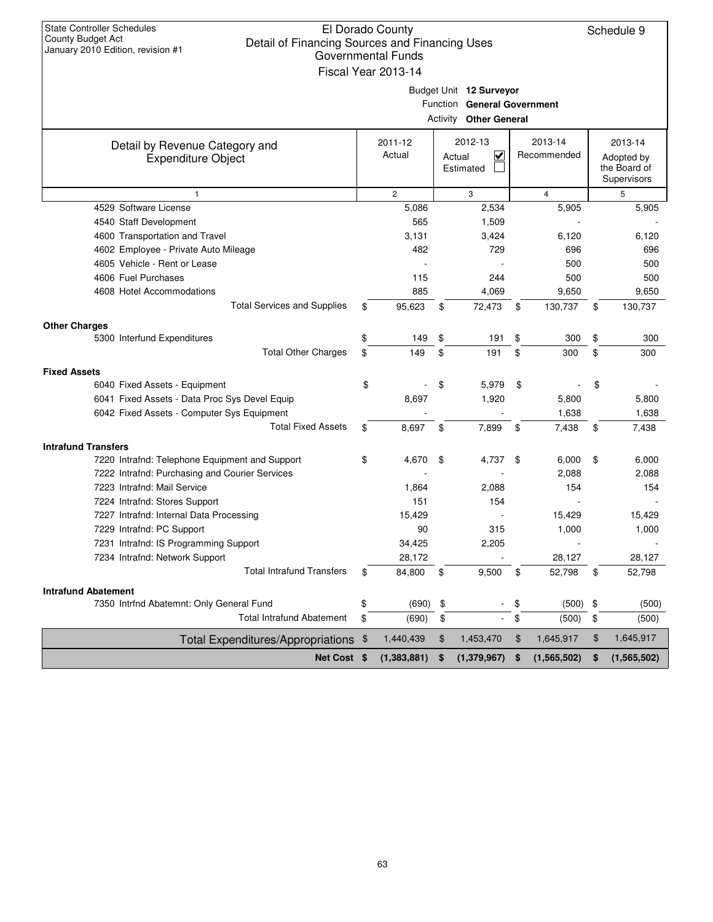State Controller Schedules
County Budget Act
January 2010 Edition, revision #1

# El Dorado County
## Detail of Financing Sources and Financing Uses
### Governmental Funds
### Fiscal Year 2013-14

Schedule 9

Budget Unit **12 Surveyor**
Function **General Government**
Activity **Other General**

| Detail by Revenue Category and Expenditure Object | 2011-12 Actual | 2012-13 Actual ☑ Estimated ☐ | 2013-14 Recommended | 2013-14 Adopted by the Board of Supervisors |
|---|---|---|---|---|
| 1 | 2 | 3 | 4 | 5 |
| 4529 Software License | 5,086 | 2,534 | 5,905 | 5,905 |
| 4540 Staff Development | 565 | 1,509 | - | - |
| 4600 Transportation and Travel | 3,131 | 3,424 | 6,120 | 6,120 |
| 4602 Employee - Private Auto Mileage | 482 | 729 | 696 | 696 |
| 4605 Vehicle - Rent or Lease | - | - | 500 | 500 |
| 4606 Fuel Purchases | 115 | 244 | 500 | 500 |
| 4608 Hotel Accommodations | 885 | 4,069 | 9,650 | 9,650 |
| Total Services and Supplies | $ 95,623 | $ 72,473 | $ 130,737 | $ 130,737 |
| **Other Charges** | | | | |
| 5300 Interfund Expenditures | $ 149 | $ 191 | $ 300 | $ 300 |
| Total Other Charges | $ 149 | $ 191 | $ 300 | $ 300 |
| **Fixed Assets** | | | | |
| 6040 Fixed Assets - Equipment | $ - | $ 5,979 | $ - | $ - |
| 6041 Fixed Assets - Data Proc Sys Devel Equip | 8,697 | 1,920 | 5,800 | 5,800 |
| 6042 Fixed Assets - Computer Sys Equipment | - | - | 1,638 | 1,638 |
| Total Fixed Assets | $ 8,697 | $ 7,899 | $ 7,438 | $ 7,438 |
| **Intrafund Transfers** | | | | |
| 7220 Intrafnd: Telephone Equipment and Support | $ 4,670 | $ 4,737 | $ 6,000 | $ 6,000 |
| 7222 Intrafnd: Purchasing and Courier Services | - | - | 2,088 | 2,088 |
| 7223 Intrafnd: Mail Service | 1,864 | 2,088 | 154 | 154 |
| 7224 Intrafnd: Stores Support | 151 | 154 | - | - |
| 7227 Intrafnd: Internal Data Processing | 15,429 | - | 15,429 | 15,429 |
| 7229 Intrafnd: PC Support | 90 | 315 | 1,000 | 1,000 |
| 7231 Intrafnd: IS Programming Support | 34,425 | 2,205 | - | - |
| 7234 Intrafnd: Network Support | 28,172 | - | 28,127 | 28,127 |
| Total Intrafund Transfers | $ 84,800 | $ 9,500 | $ 52,798 | $ 52,798 |
| **Intrafund Abatement** | | | | |
| 7350 Intrfnd Abatemnt: Only General Fund | $ (690) | $ - | $ (500) | $ (500) |
| Total Intrafund Abatement | $ (690) | $ - | $ (500) | $ (500) |
| Total Expenditures/Appropriations | $ 1,440,439 | $ 1,453,470 | $ 1,645,917 | $ 1,645,917 |
| **Net Cost** | **$ (1,383,881)** | **$ (1,379,967)** | **$ (1,565,502)** | **$ (1,565,502)** |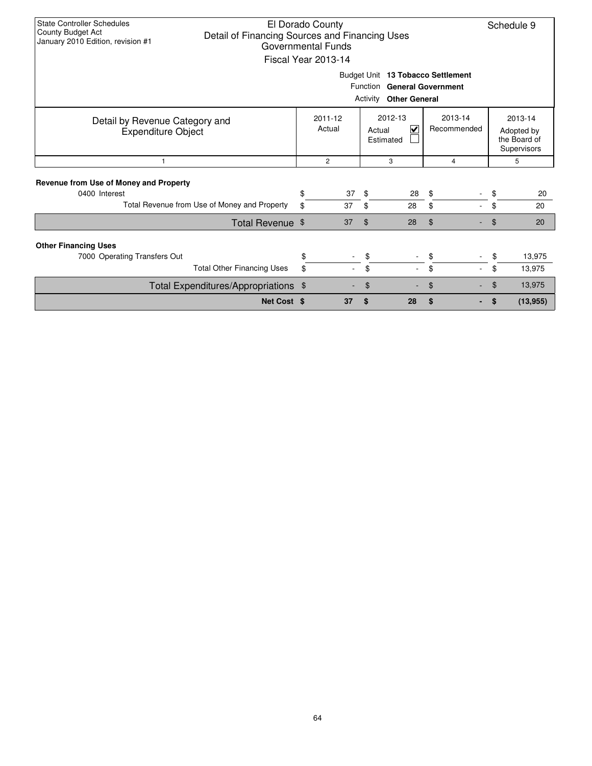State Controller Schedules
County Budget Act
January 2010 Edition, revision #1

# El Dorado County
## Detail of Financing Sources and Financing Uses
### Governmental Funds
### Fiscal Year 2013-14

Schedule 9

Budget Unit **13 Tobacco Settlement**
Function **General Government**
Activity **Other General**

| Detail by Revenue Category and Expenditure Object | 2011-12 Actual | 2012-13 Actual ☑ Estimated ☐ | 2013-14 Recommended | 2013-14 Adopted by the Board of Supervisors |
|---|---|---|---|---|
| 1 | 2 | 3 | 4 | 5 |
| **Revenue from Use of Money and Property** | | | | |
| 0400 Interest | $ 37 | $ 28 | $ - | $ 20 |
| Total Revenue from Use of Money and Property | $ 37 | $ 28 | $ - | $ 20 |
| Total Revenue | $ 37 | $ 28 | $ - | $ 20 |
| **Other Financing Uses** | | | | |
| 7000 Operating Transfers Out | $ - | $ - | $ - | $ 13,975 |
| Total Other Financing Uses | $ - | $ - | $ - | $ 13,975 |
| Total Expenditures/Appropriations | $ - | $ - | $ - | $ 13,975 |
| **Net Cost** | **$ 37** | **$ 28** | **$ -** | **$ (13,955)** |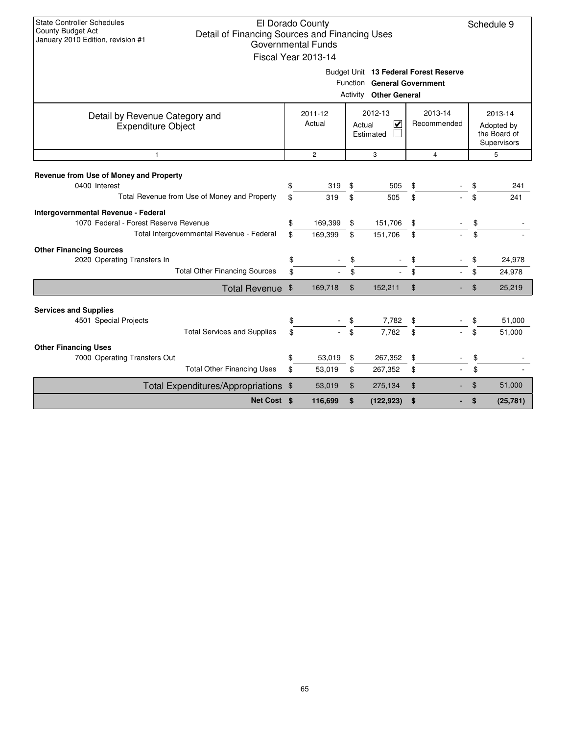State Controller Schedules
County Budget Act
January 2010 Edition, revision #1

# El Dorado County
## Detail of Financing Sources and Financing Uses
### Governmental Funds
### Fiscal Year 2013-14

Schedule 9

Budget Unit **13 Federal Forest Reserve**
Function **General Government**
Activity **Other General**

| Detail by Revenue Category and Expenditure Object | 2011-12 Actual | 2012-13 Actual ☑ Estimated ☐ | 2013-14 Recommended | 2013-14 Adopted by the Board of Supervisors |
|---|---|---|---|---|
| 1 | 2 | 3 | 4 | 5 |
| **Revenue from Use of Money and Property** | | | | |
| 0400 Interest | $ 319 | $ 505 | $ - | $ 241 |
| Total Revenue from Use of Money and Property | $ 319 | $ 505 | $ - | $ 241 |
| **Intergovernmental Revenue - Federal** | | | | |
| 1070 Federal - Forest Reserve Revenue | $ 169,399 | $ 151,706 | $ - | $ - |
| Total Intergovernmental Revenue - Federal | $ 169,399 | $ 151,706 | $ - | $ - |
| **Other Financing Sources** | | | | |
| 2020 Operating Transfers In | $ - | $ - | $ - | $ 24,978 |
| Total Other Financing Sources | $ - | $ - | $ - | $ 24,978 |
| Total Revenue | $ 169,718 | $ 152,211 | $ - | $ 25,219 |
| **Services and Supplies** | | | | |
| 4501 Special Projects | $ - | $ 7,782 | $ - | $ 51,000 |
| Total Services and Supplies | $ - | $ 7,782 | $ - | $ 51,000 |
| **Other Financing Uses** | | | | |
| 7000 Operating Transfers Out | $ 53,019 | $ 267,352 | $ - | $ - |
| Total Other Financing Uses | $ 53,019 | $ 267,352 | $ - | $ - |
| Total Expenditures/Appropriations | $ 53,019 | $ 275,134 | $ - | $ 51,000 |
| **Net Cost** | **$ 116,699** | **$ (122,923)** | **$ -** | **$ (25,781)** |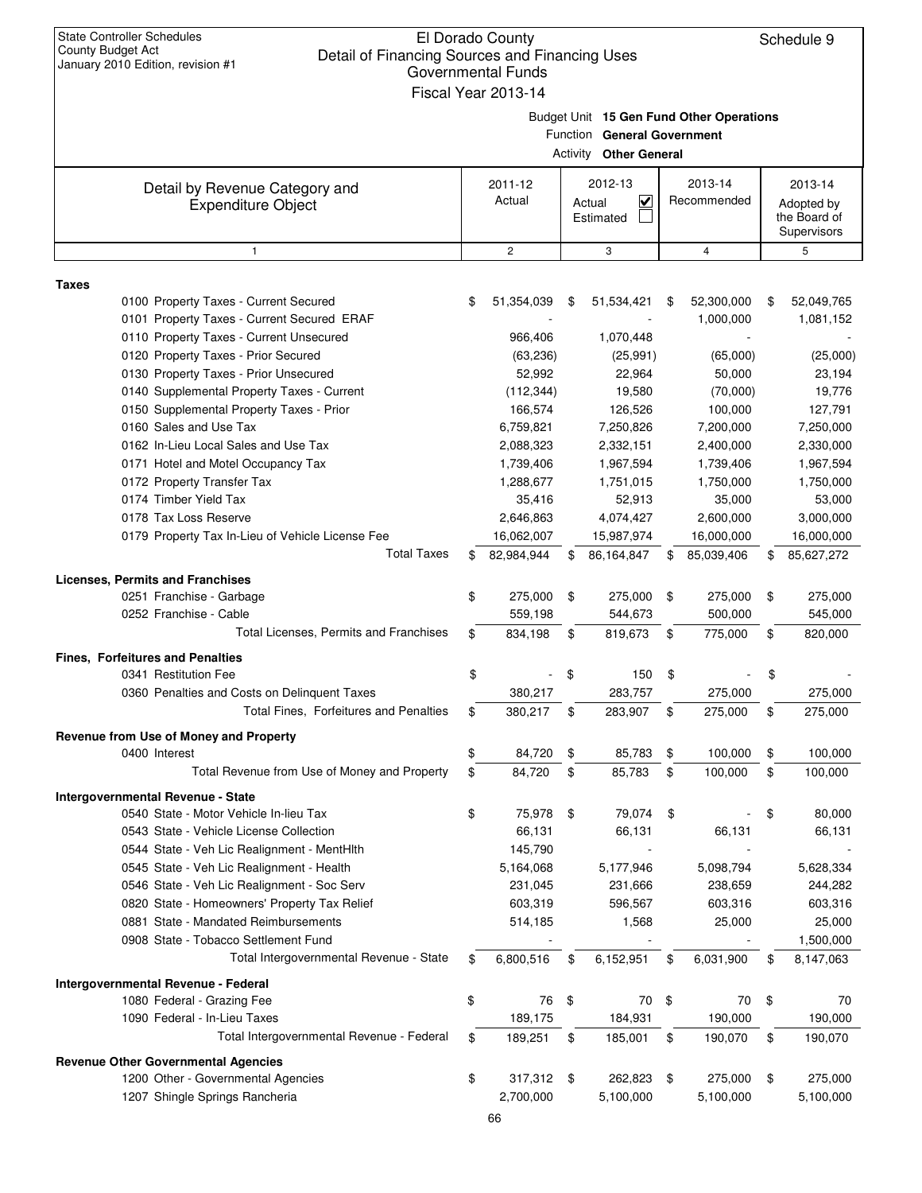State Controller Schedules
County Budget Act
January 2010 Edition, revision #1

El Dorado County
Detail of Financing Sources and Financing Uses
Governmental Funds
Fiscal Year 2013-14

Schedule 9

Budget Unit **15 Gen Fund Other Operations**
Function **General Government**
Activity **Other General**

| Detail by Revenue Category and Expenditure Object | 2011-12 Actual | 2012-13 Actual ☑ Estimated ☐ | 2013-14 Recommended | 2013-14 Adopted by the Board of Supervisors |
|---|---|---|---|---|
| 1 | 2 | 3 | 4 | 5 |
| **Taxes** | | | | |
| 0100 Property Taxes - Current Secured | $ 51,354,039 | $ 51,534,421 | $ 52,300,000 | $ 52,049,765 |
| 0101 Property Taxes - Current Secured ERAF | - | - | 1,000,000 | 1,081,152 |
| 0110 Property Taxes - Current Unsecured | 966,406 | 1,070,448 | - | - |
| 0120 Property Taxes - Prior Secured | (63,236) | (25,991) | (65,000) | (25,000) |
| 0130 Property Taxes - Prior Unsecured | 52,992 | 22,964 | 50,000 | 23,194 |
| 0140 Supplemental Property Taxes - Current | (112,344) | 19,580 | (70,000) | 19,776 |
| 0150 Supplemental Property Taxes - Prior | 166,574 | 126,526 | 100,000 | 127,791 |
| 0160 Sales and Use Tax | 6,759,821 | 7,250,826 | 7,200,000 | 7,250,000 |
| 0162 In-Lieu Local Sales and Use Tax | 2,088,323 | 2,332,151 | 2,400,000 | 2,330,000 |
| 0171 Hotel and Motel Occupancy Tax | 1,739,406 | 1,967,594 | 1,739,406 | 1,967,594 |
| 0172 Property Transfer Tax | 1,288,677 | 1,751,015 | 1,750,000 | 1,750,000 |
| 0174 Timber Yield Tax | 35,416 | 52,913 | 35,000 | 53,000 |
| 0178 Tax Loss Reserve | 2,646,863 | 4,074,427 | 2,600,000 | 3,000,000 |
| 0179 Property Tax In-Lieu of Vehicle License Fee | 16,062,007 | 15,987,974 | 16,000,000 | 16,000,000 |
| Total Taxes | $ 82,984,944 | $ 86,164,847 | $ 85,039,406 | $ 85,627,272 |
| **Licenses, Permits and Franchises** | | | | |
| 0251 Franchise - Garbage | $ 275,000 | $ 275,000 | $ 275,000 | $ 275,000 |
| 0252 Franchise - Cable | 559,198 | 544,673 | 500,000 | 545,000 |
| Total Licenses, Permits and Franchises | $ 834,198 | $ 819,673 | $ 775,000 | $ 820,000 |
| **Fines, Forfeitures and Penalties** | | | | |
| 0341 Restitution Fee | $ - | $ 150 | $ - | $ - |
| 0360 Penalties and Costs on Delinquent Taxes | 380,217 | 283,757 | 275,000 | 275,000 |
| Total Fines, Forfeitures and Penalties | $ 380,217 | $ 283,907 | $ 275,000 | $ 275,000 |
| **Revenue from Use of Money and Property** | | | | |
| 0400 Interest | $ 84,720 | $ 85,783 | $ 100,000 | $ 100,000 |
| Total Revenue from Use of Money and Property | $ 84,720 | $ 85,783 | $ 100,000 | $ 100,000 |
| **Intergovernmental Revenue - State** | | | | |
| 0540 State - Motor Vehicle In-lieu Tax | $ 75,978 | $ 79,074 | $ - | $ 80,000 |
| 0543 State - Vehicle License Collection | 66,131 | 66,131 | 66,131 | 66,131 |
| 0544 State - Veh Lic Realignment - MentHlth | 145,790 | - | - | - |
| 0545 State - Veh Lic Realignment - Health | 5,164,068 | 5,177,946 | 5,098,794 | 5,628,334 |
| 0546 State - Veh Lic Realignment - Soc Serv | 231,045 | 231,666 | 238,659 | 244,282 |
| 0820 State - Homeowners' Property Tax Relief | 603,319 | 596,567 | 603,316 | 603,316 |
| 0881 State - Mandated Reimbursements | 514,185 | 1,568 | 25,000 | 25,000 |
| 0908 State - Tobacco Settlement Fund | - | - | - | 1,500,000 |
| Total Intergovernmental Revenue - State | $ 6,800,516 | $ 6,152,951 | $ 6,031,900 | $ 8,147,063 |
| **Intergovernmental Revenue - Federal** | | | | |
| 1080 Federal - Grazing Fee | $ 76 | $ 70 | $ 70 | $ 70 |
| 1090 Federal - In-Lieu Taxes | 189,175 | 184,931 | 190,000 | 190,000 |
| Total Intergovernmental Revenue - Federal | $ 189,251 | $ 185,001 | $ 190,070 | $ 190,070 |
| **Revenue Other Governmental Agencies** | | | | |
| 1200 Other - Governmental Agencies | $ 317,312 | $ 262,823 | $ 275,000 | $ 275,000 |
| 1207 Shingle Springs Rancheria | 2,700,000 | 5,100,000 | 5,100,000 | 5,100,000 |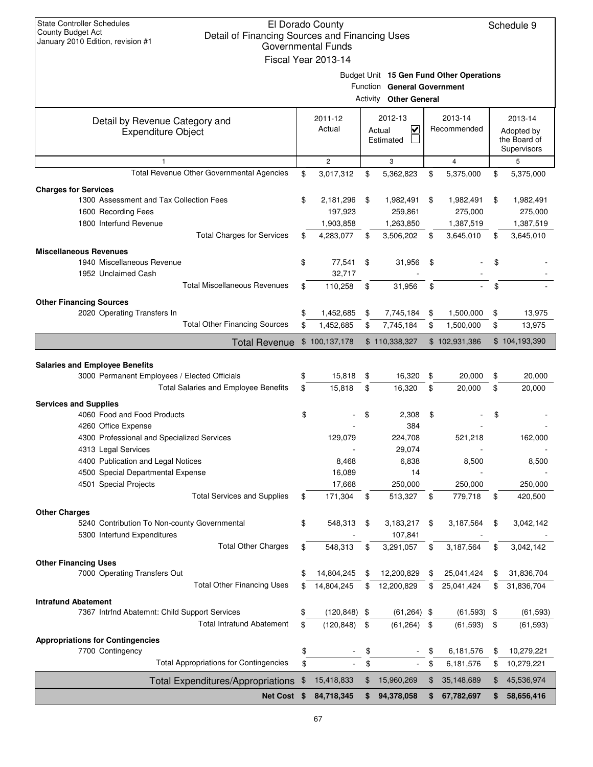State Controller Schedules
County Budget Act
January 2010 Edition, revision #1

# El Dorado County
## Detail of Financing Sources and Financing Uses
### Governmental Funds
### Fiscal Year 2013-14

Schedule 9

Budget Unit **15 Gen Fund Other Operations**
Function **General Government**
Activity **Other General**

| Detail by Revenue Category and Expenditure Object | 2011-12 Actual | 2012-13 Actual ☑ Estimated ☐ | 2013-14 Recommended | 2013-14 Adopted by the Board of Supervisors |
|---|---|---|---|---|
| 1 | 2 | 3 | 4 | 5 |
| Total Revenue Other Governmental Agencies | $ 3,017,312 | $ 5,362,823 | $ 5,375,000 | $ 5,375,000 |
| **Charges for Services** | | | | |
| 1300 Assessment and Tax Collection Fees | $ 2,181,296 | $ 1,982,491 | $ 1,982,491 | $ 1,982,491 |
| 1600 Recording Fees | 197,923 | 259,861 | 275,000 | 275,000 |
| 1800 Interfund Revenue | 1,903,858 | 1,263,850 | 1,387,519 | 1,387,519 |
| Total Charges for Services | $ 4,283,077 | $ 3,506,202 | $ 3,645,010 | $ 3,645,010 |
| **Miscellaneous Revenues** | | | | |
| 1940 Miscellaneous Revenue | $ 77,541 | $ 31,956 | $ - | $ - |
| 1952 Unclaimed Cash | 32,717 | - | - | - |
| Total Miscellaneous Revenues | $ 110,258 | $ 31,956 | $ - | $ - |
| **Other Financing Sources** | | | | |
| 2020 Operating Transfers In | $ 1,452,685 | $ 7,745,184 | $ 1,500,000 | $ 13,975 |
| Total Other Financing Sources | $ 1,452,685 | $ 7,745,184 | $ 1,500,000 | $ 13,975 |
| **Total Revenue** | $ 100,137,178 | $ 110,338,327 | $ 102,931,386 | $ 104,193,390 |
| **Salaries and Employee Benefits** | | | | |
| 3000 Permanent Employees / Elected Officials | $ 15,818 | $ 16,320 | $ 20,000 | $ 20,000 |
| Total Salaries and Employee Benefits | $ 15,818 | $ 16,320 | $ 20,000 | $ 20,000 |
| **Services and Supplies** | | | | |
| 4060 Food and Food Products | $ - | $ 2,308 | $ - | $ - |
| 4260 Office Expense | - | 384 | - | - |
| 4300 Professional and Specialized Services | 129,079 | 224,708 | 521,218 | 162,000 |
| 4313 Legal Services | - | 29,074 | - | - |
| 4400 Publication and Legal Notices | 8,468 | 6,838 | 8,500 | 8,500 |
| 4500 Special Departmental Expense | 16,089 | 14 | - | - |
| 4501 Special Projects | 17,668 | 250,000 | 250,000 | 250,000 |
| Total Services and Supplies | $ 171,304 | $ 513,327 | $ 779,718 | $ 420,500 |
| **Other Charges** | | | | |
| 5240 Contribution To Non-county Governmental | $ 548,313 | $ 3,183,217 | $ 3,187,564 | $ 3,042,142 |
| 5300 Interfund Expenditures | - | 107,841 | - | - |
| Total Other Charges | $ 548,313 | $ 3,291,057 | $ 3,187,564 | $ 3,042,142 |
| **Other Financing Uses** | | | | |
| 7000 Operating Transfers Out | $ 14,804,245 | $ 12,200,829 | $ 25,041,424 | $ 31,836,704 |
| Total Other Financing Uses | $ 14,804,245 | $ 12,200,829 | $ 25,041,424 | $ 31,836,704 |
| **Intrafund Abatement** | | | | |
| 7367 Intrfnd Abatemnt: Child Support Services | $ (120,848) | $ (61,264) | $ (61,593) | $ (61,593) |
| Total Intrafund Abatement | $ (120,848) | $ (61,264) | $ (61,593) | $ (61,593) |
| **Appropriations for Contingencies** | | | | |
| 7700 Contingency | $ - | $ - | $ 6,181,576 | $ 10,279,221 |
| Total Appropriations for Contingencies | $ - | $ - | $ 6,181,576 | $ 10,279,221 |
| **Total Expenditures/Appropriations** | $ 15,418,833 | $ 15,960,269 | $ 35,148,689 | $ 45,536,974 |
| **Net Cost** | **$ 84,718,345** | **$ 94,378,058** | **$ 67,782,697** | **$ 58,656,416** |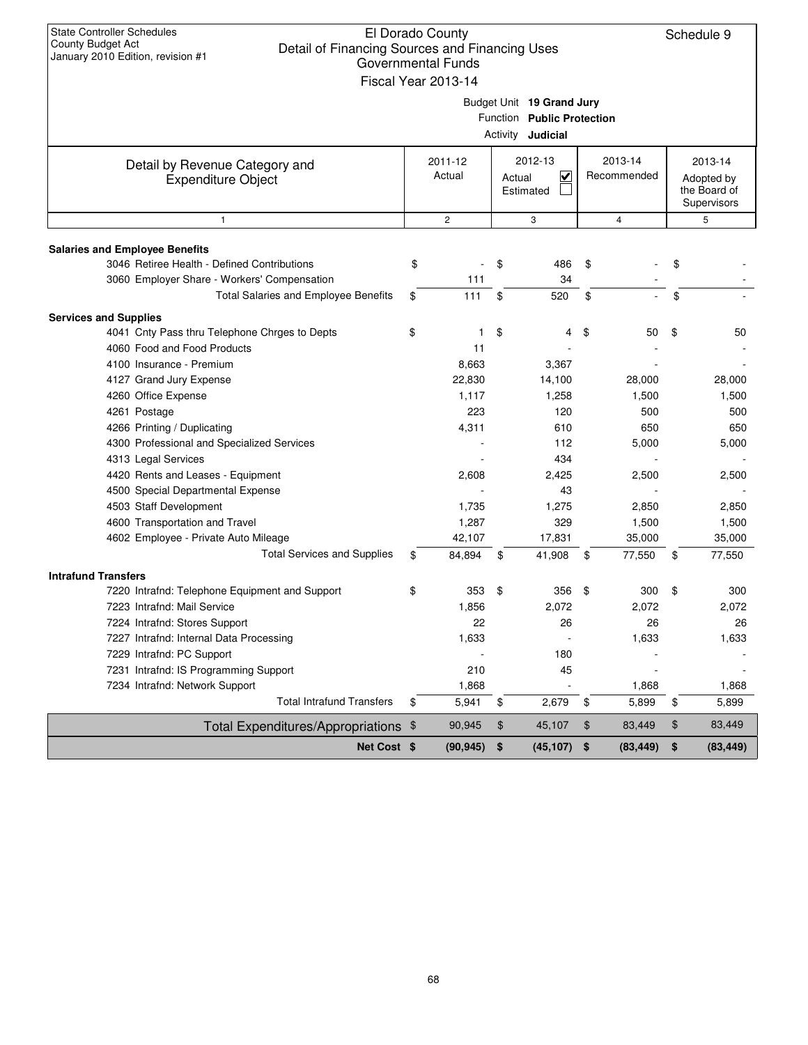State Controller Schedules
County Budget Act
January 2010 Edition, revision #1

# El Dorado County
## Detail of Financing Sources and Financing Uses
### Governmental Funds
### Fiscal Year 2013-14

Schedule 9

Budget Unit **19 Grand Jury**
Function **Public Protection**
Activity **Judicial**

| Detail by Revenue Category and Expenditure Object | 2011-12 Actual | 2012-13 Actual ☑ Estimated ☐ | 2013-14 Recommended | 2013-14 Adopted by the Board of Supervisors |
|---|---|---|---|---|
| 1 | 2 | 3 | 4 | 5 |
| **Salaries and Employee Benefits** | | | | |
| 3046 Retiree Health - Defined Contributions | $ - | $ 486 | $ - | $ - |
| 3060 Employer Share - Workers' Compensation | 111 | 34 | - | - |
| Total Salaries and Employee Benefits | $ 111 | $ 520 | $ - | $ - |
| **Services and Supplies** | | | | |
| 4041 Cnty Pass thru Telephone Chrges to Depts | $ 1 | $ 4 | $ 50 | $ 50 |
| 4060 Food and Food Products | 11 | - | - | - |
| 4100 Insurance - Premium | 8,663 | 3,367 | - | - |
| 4127 Grand Jury Expense | 22,830 | 14,100 | 28,000 | 28,000 |
| 4260 Office Expense | 1,117 | 1,258 | 1,500 | 1,500 |
| 4261 Postage | 223 | 120 | 500 | 500 |
| 4266 Printing / Duplicating | 4,311 | 610 | 650 | 650 |
| 4300 Professional and Specialized Services | - | 112 | 5,000 | 5,000 |
| 4313 Legal Services | - | 434 | - | - |
| 4420 Rents and Leases - Equipment | 2,608 | 2,425 | 2,500 | 2,500 |
| 4500 Special Departmental Expense | - | 43 | - | - |
| 4503 Staff Development | 1,735 | 1,275 | 2,850 | 2,850 |
| 4600 Transportation and Travel | 1,287 | 329 | 1,500 | 1,500 |
| 4602 Employee - Private Auto Mileage | 42,107 | 17,831 | 35,000 | 35,000 |
| Total Services and Supplies | $ 84,894 | $ 41,908 | $ 77,550 | $ 77,550 |
| **Intrafund Transfers** | | | | |
| 7220 Intrafnd: Telephone Equipment and Support | $ 353 | $ 356 | $ 300 | $ 300 |
| 7223 Intrafnd: Mail Service | 1,856 | 2,072 | 2,072 | 2,072 |
| 7224 Intrafnd: Stores Support | 22 | 26 | 26 | 26 |
| 7227 Intrafnd: Internal Data Processing | 1,633 | - | 1,633 | 1,633 |
| 7229 Intrafnd: PC Support | - | 180 | - | - |
| 7231 Intrafnd: IS Programming Support | 210 | 45 | - | - |
| 7234 Intrafnd: Network Support | 1,868 | - | 1,868 | 1,868 |
| Total Intrafund Transfers | $ 5,941 | $ 2,679 | $ 5,899 | $ 5,899 |
| Total Expenditures/Appropriations | $ 90,945 | $ 45,107 | $ 83,449 | $ 83,449 |
| **Net Cost** | **$ (90,945)** | **$ (45,107)** | **$ (83,449)** | **$ (83,449)** |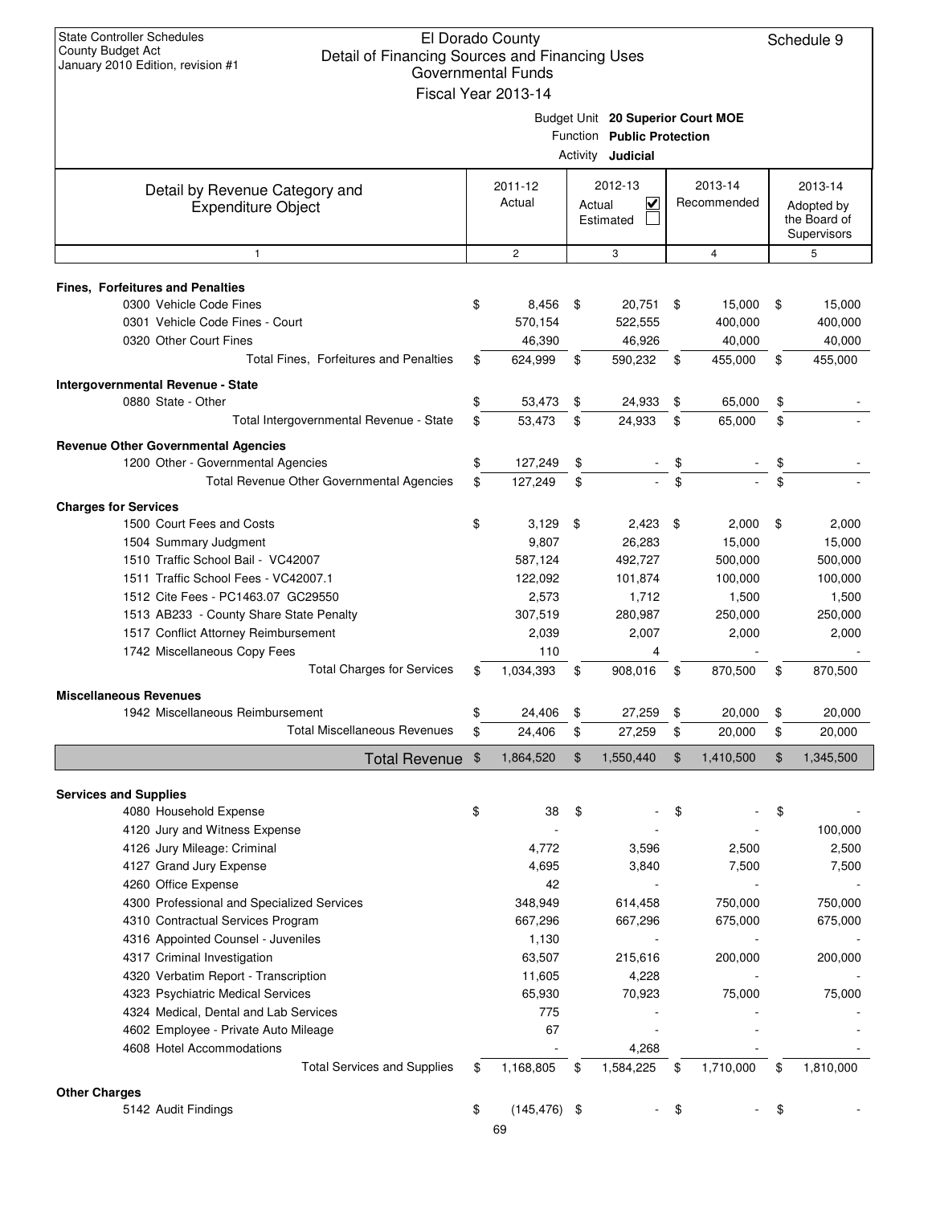State Controller Schedules
County Budget Act
January 2010 Edition, revision #1

# El Dorado County
## Detail of Financing Sources and Financing Uses
### Governmental Funds
### Fiscal Year 2013-14

Schedule 9

Budget Unit **20 Superior Court MOE**
Function **Public Protection**
Activity **Judicial**

| Detail by Revenue Category and Expenditure Object | 2011-12 Actual | 2012-13 Actual ☑ Estimated ☐ | 2013-14 Recommended | 2013-14 Adopted by the Board of Supervisors |
|---|---|---|---|---|
| 1 | 2 | 3 | 4 | 5 |
| **Fines, Forfeitures and Penalties** | | | | |
| 0300 Vehicle Code Fines | $ 8,456 | $ 20,751 | $ 15,000 | $ 15,000 |
| 0301 Vehicle Code Fines - Court | 570,154 | 522,555 | 400,000 | 400,000 |
| 0320 Other Court Fines | 46,390 | 46,926 | 40,000 | 40,000 |
| Total Fines, Forfeitures and Penalties | $ 624,999 | $ 590,232 | $ 455,000 | $ 455,000 |
| **Intergovernmental Revenue - State** | | | | |
| 0880 State - Other | $ 53,473 | $ 24,933 | $ 65,000 | $ - |
| Total Intergovernmental Revenue - State | $ 53,473 | $ 24,933 | $ 65,000 | $ - |
| **Revenue Other Governmental Agencies** | | | | |
| 1200 Other - Governmental Agencies | $ 127,249 | $ - | $ - | $ - |
| Total Revenue Other Governmental Agencies | $ 127,249 | $ - | $ - | $ - |
| **Charges for Services** | | | | |
| 1500 Court Fees and Costs | $ 3,129 | $ 2,423 | $ 2,000 | $ 2,000 |
| 1504 Summary Judgment | 9,807 | 26,283 | 15,000 | 15,000 |
| 1510 Traffic School Bail - VC42007 | 587,124 | 492,727 | 500,000 | 500,000 |
| 1511 Traffic School Fees - VC42007.1 | 122,092 | 101,874 | 100,000 | 100,000 |
| 1512 Cite Fees - PC1463.07 GC29550 | 2,573 | 1,712 | 1,500 | 1,500 |
| 1513 AB233 - County Share State Penalty | 307,519 | 280,987 | 250,000 | 250,000 |
| 1517 Conflict Attorney Reimbursement | 2,039 | 2,007 | 2,000 | 2,000 |
| 1742 Miscellaneous Copy Fees | 110 | 4 | - | - |
| Total Charges for Services | $ 1,034,393 | $ 908,016 | $ 870,500 | $ 870,500 |
| **Miscellaneous Revenues** | | | | |
| 1942 Miscellaneous Reimbursement | $ 24,406 | $ 27,259 | $ 20,000 | $ 20,000 |
| Total Miscellaneous Revenues | $ 24,406 | $ 27,259 | $ 20,000 | $ 20,000 |
| **Total Revenue** | $ 1,864,520 | $ 1,550,440 | $ 1,410,500 | $ 1,345,500 |
| **Services and Supplies** | | | | |
| 4080 Household Expense | $ 38 | $ - | $ - | $ - |
| 4120 Jury and Witness Expense | - | - | - | 100,000 |
| 4126 Jury Mileage: Criminal | 4,772 | 3,596 | 2,500 | 2,500 |
| 4127 Grand Jury Expense | 4,695 | 3,840 | 7,500 | 7,500 |
| 4260 Office Expense | 42 | - | - | - |
| 4300 Professional and Specialized Services | 348,949 | 614,458 | 750,000 | 750,000 |
| 4310 Contractual Services Program | 667,296 | 667,296 | 675,000 | 675,000 |
| 4316 Appointed Counsel - Juveniles | 1,130 | - | - | - |
| 4317 Criminal Investigation | 63,507 | 215,616 | 200,000 | 200,000 |
| 4320 Verbatim Report - Transcription | 11,605 | 4,228 | - | - |
| 4323 Psychiatric Medical Services | 65,930 | 70,923 | 75,000 | 75,000 |
| 4324 Medical, Dental and Lab Services | 775 | - | - | - |
| 4602 Employee - Private Auto Mileage | 67 | - | - | - |
| 4608 Hotel Accommodations | - | 4,268 | - | - |
| Total Services and Supplies | $ 1,168,805 | $ 1,584,225 | $ 1,710,000 | $ 1,810,000 |
| **Other Charges** | | | | |
| 5142 Audit Findings | $ (145,476) | $ - | $ - | $ - |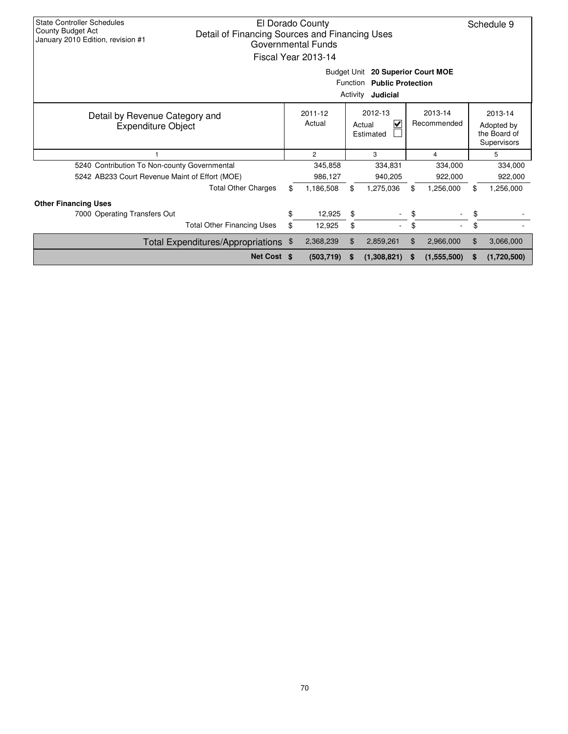State Controller Schedules
County Budget Act
January 2010 Edition, revision #1

# El Dorado County
## Detail of Financing Sources and Financing Uses
### Governmental Funds
### Fiscal Year 2013-14

Schedule 9

Budget Unit **20 Superior Court MOE**
Function **Public Protection**
Activity **Judicial**

| Detail by Revenue Category and Expenditure Object | 2011-12 Actual | 2012-13 Actual ☑ Estimated ☐ | 2013-14 Recommended | 2013-14 Adopted by the Board of Supervisors |
|---|---|---|---|---|
| 1 | 2 | 3 | 4 | 5 |
| 5240 Contribution To Non-county Governmental | 345,858 | 334,831 | 334,000 | 334,000 |
| 5242 AB233 Court Revenue Maint of Effort (MOE) | 986,127 | 940,205 | 922,000 | 922,000 |
| Total Other Charges | $ 1,186,508 | $ 1,275,036 | $ 1,256,000 | $ 1,256,000 |
| **Other Financing Uses** | | | | |
| 7000 Operating Transfers Out | $ 12,925 | $ - | $ - | $ - |
| Total Other Financing Uses | $ 12,925 | $ - | $ - | $ - |
| Total Expenditures/Appropriations | $ 2,368,239 | $ 2,859,261 | $ 2,966,000 | $ 3,066,000 |
| **Net Cost** | **$ (503,719)** | **$ (1,308,821)** | **$ (1,555,500)** | **$ (1,720,500)** |